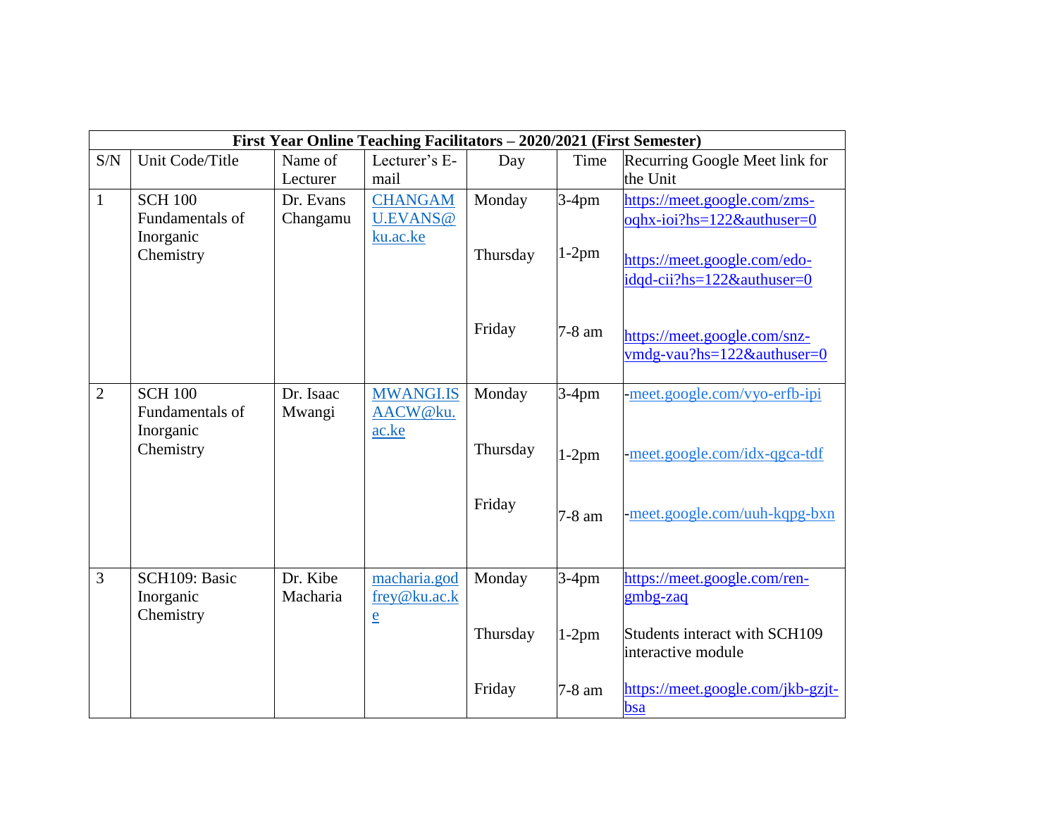| First Year Online Teaching Facilitators – 2020/2021 (First Semester) | | | | | | |
|---|---|---|---|---|---|---|
| S/N | Unit Code/Title | Name of Lecturer | Lecturer's E-mail | Day | Time | Recurring Google Meet link for the Unit |
| 1 | SCH 100 Fundamentals of Inorganic Chemistry | Dr. Evans Changamu | CHANGAMU.EVANS@ku.ac.ke | Monday<br><br>Thursday<br><br>Friday | 3-4pm<br><br>1-2pm<br><br>7-8 am | https://meet.google.com/zms-oqhx-ioi?hs=122&authuser=0<br><br>https://meet.google.com/edo-idqd-cii?hs=122&authuser=0<br><br>https://meet.google.com/snz-vmdg-vau?hs=122&authuser=0 |
| 2 | SCH 100 Fundamentals of Inorganic Chemistry | Dr. Isaac Mwangi | MWANGI.ISAACW@ku.ac.ke | Monday<br><br>Thursday<br><br>Friday | 3-4pm<br><br>1-2pm<br><br>7-8 am | -meet.google.com/vyo-erfb-ipi<br><br>-meet.google.com/idx-qgca-tdf<br><br>-meet.google.com/uuh-kqpg-bxn |
| 3 | SCH109: Basic Inorganic Chemistry | Dr. Kibe Macharia | macharia.godfrey@ku.ac.ke | Monday<br><br>Thursday<br><br>Friday | 3-4pm<br><br>1-2pm<br><br>7-8 am | https://meet.google.com/ren-gmbg-zaq<br><br>Students interact with SCH109 interactive module<br><br>https://meet.google.com/jkb-gzjt-bsa |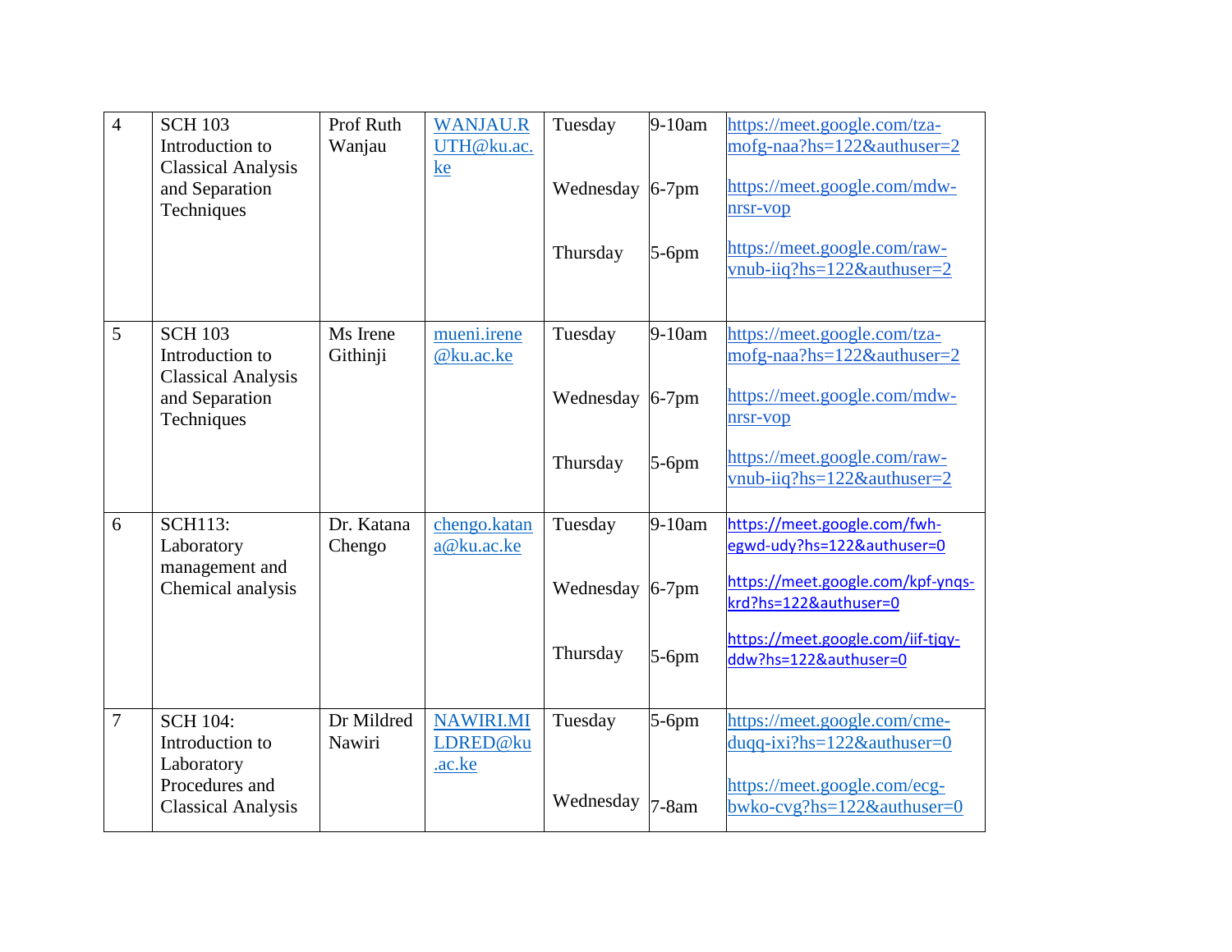| | | | | | | |
|---|---|---|---|---|---|---|
| 4 | SCH 103 Introduction to Classical Analysis and Separation Techniques | Prof Ruth Wanjau | WANJAU.RUTH@ku.ac.ke | Tuesday<br><br>Wednesday<br><br>Thursday | 9-10am<br><br>6-7pm<br><br>5-6pm | https://meet.google.com/tza-mofg-naa?hs=122&authuser=2<br><br>https://meet.google.com/mdw-nrsr-vop<br><br>https://meet.google.com/raw-vnub-iiq?hs=122&authuser=2 |
| 5 | SCH 103 Introduction to Classical Analysis and Separation Techniques | Ms Irene Githinji | mueni.irene@ku.ac.ke | Tuesday<br><br>Wednesday<br><br>Thursday | 9-10am<br><br>6-7pm<br><br>5-6pm | https://meet.google.com/tza-mofg-naa?hs=122&authuser=2<br><br>https://meet.google.com/mdw-nrsr-vop<br><br>https://meet.google.com/raw-vnub-iiq?hs=122&authuser=2 |
| 6 | SCH113: Laboratory management and Chemical analysis | Dr. Katana Chengo | chengo.katana@ku.ac.ke | Tuesday<br><br>Wednesday<br><br>Thursday | 9-10am<br><br>6-7pm<br><br>5-6pm | https://meet.google.com/fwh-egwd-udy?hs=122&authuser=0<br><br>https://meet.google.com/kpf-ynqs-krd?hs=122&authuser=0<br><br>https://meet.google.com/iif-tjqy-ddw?hs=122&authuser=0 |
| 7 | SCH 104: Introduction to Laboratory Procedures and Classical Analysis | Dr Mildred Nawiri | NAWIRI.MILDRED@ku.ac.ke | Tuesday<br><br>Wednesday | 5-6pm<br><br>7-8am | https://meet.google.com/cme-duqq-ixi?hs=122&authuser=0<br><br>https://meet.google.com/ecg-bwko-cvg?hs=122&authuser=0 |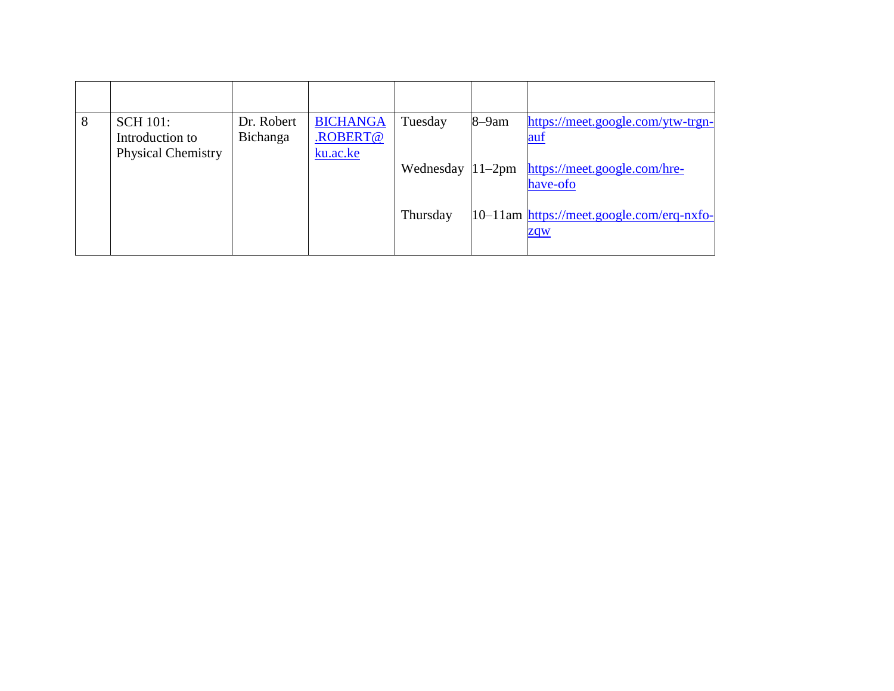| | | | | | | |
|---|---|---|---|---|---|---|
| 8 | SCH 101: Introduction to Physical Chemistry | Dr. Robert Bichanga | BICHANGA.ROBERT@ku.ac.ke | Tuesday<br><br>Wednesday<br><br>Thursday | 8–9am<br><br>11–2pm<br><br>10–11am | https://meet.google.com/ytw-trgn-auf<br><br>https://meet.google.com/hre-have-ofo<br><br>https://meet.google.com/erq-nxfo-zqw |